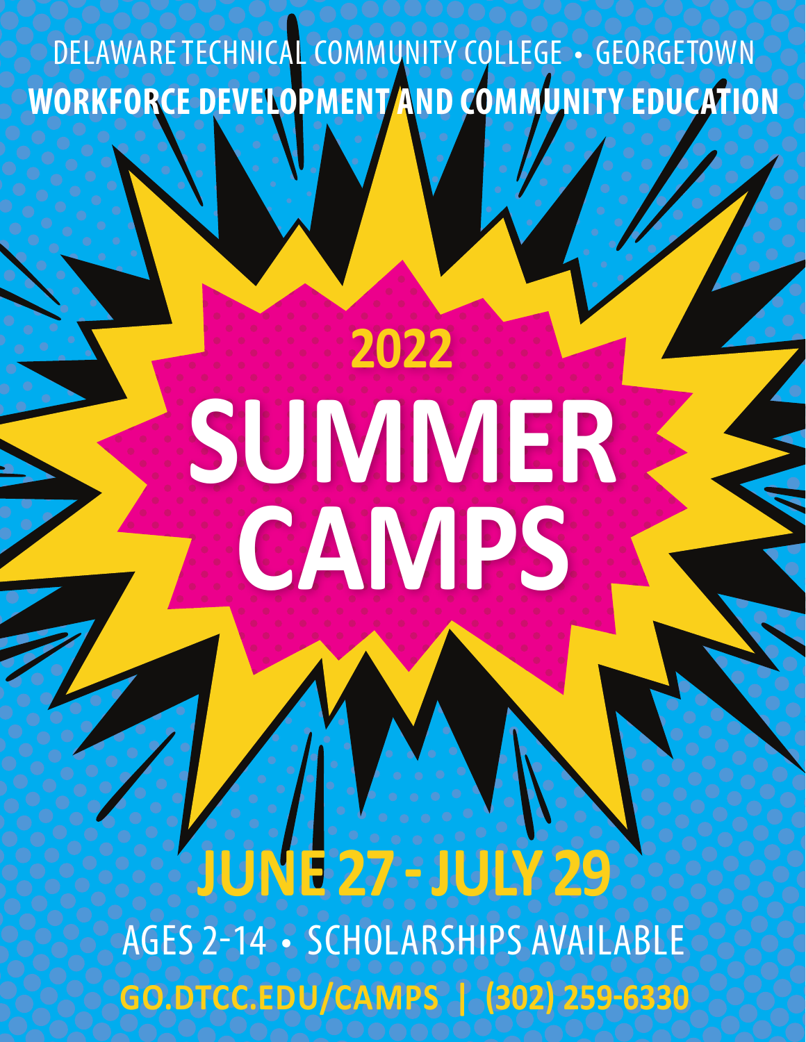DELAWARE TECHNICAL COMMUNITY COLLEGE • GEORGETOWN

**WORKFORCE DEVELOPMENT AND COMMUNITY EDUCATION**

# 2022 SUMMER CAMPS

## JUNE 27 - JULY 29

AGES 2-14 • SCHOLARSHIPS AVAILABLE

**GO.DTCC.EDU/CAMPS | (302) 259-6330**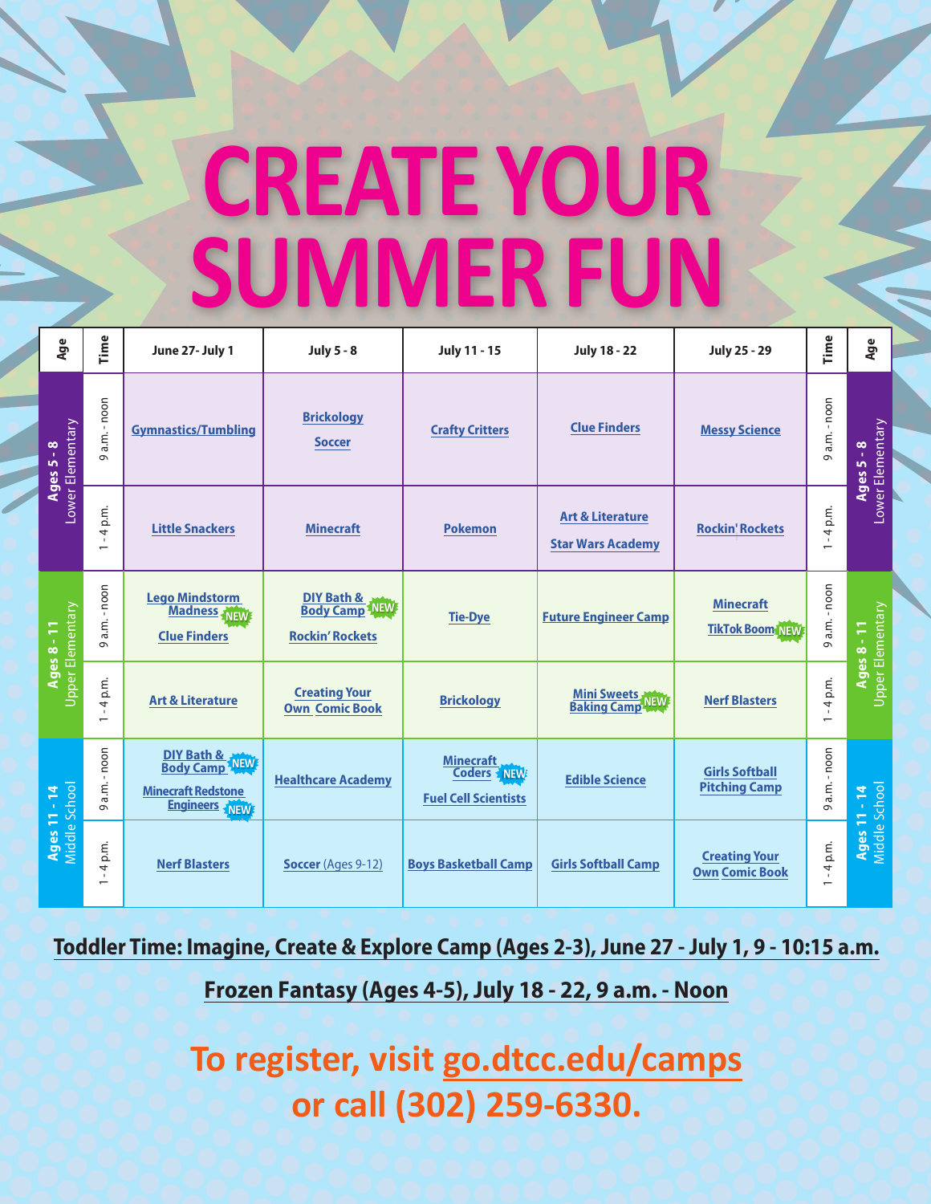# CREATE YOUR SUMMER FUN

| Age | Time | June 27- July 1 | July 5 - 8 | July 11 - 15 | July 18 - 22 | July 25 - 29 | Time | Age |
|---|---|---|---|---|---|---|---|---|
| Ages 5 - 8 Lower Elementary | 9 a.m. - noon | Gymnastics/Tumbling | Brickology<br>Soccer | Crafty Critters | Clue Finders | Messy Science | 9 a.m. - noon | Ages 5 - 8 Lower Elementary |
| | 1 - 4 p.m. | Little Snackers | Minecraft | Pokemon | Art & Literature<br>Star Wars Academy | Rockin' Rockets | 1 - 4 p.m. | |
| Ages 8 - 11 Upper Elementary | 9 a.m. - noon | Lego Mindstorm Madness NEW<br>Clue Finders | DIY Bath & Body Camp NEW<br>Rockin' Rockets | Tie-Dye | Future Engineer Camp | Minecraft<br>TikTok Boom NEW | 9 a.m. - noon | Ages 8 - 11 Upper Elementary |
| | 1 - 4 p.m. | Art & Literature | Creating Your Own Comic Book | Brickology | Mini Sweets Baking Camp NEW | Nerf Blasters | 1 - 4 p.m. | |
| Ages 11 - 14 Middle School | 9 a.m. - noon | DIY Bath & Body Camp NEW<br>Minecraft Redstone Engineers NEW | Healthcare Academy | Minecraft Coders NEW<br>Fuel Cell Scientists | Edible Science | Girls Softball Pitching Camp | 9 a.m. - noon | Ages 11 - 14 Middle School |
| | 1 - 4 p.m. | Nerf Blasters | Soccer (Ages 9-12) | Boys Basketball Camp | Girls Softball Camp | Creating Your Own Comic Book | 1 - 4 p.m. | |

**Toddler Time: Imagine, Create & Explore Camp (Ages 2-3), June 27 - July 1, 9 - 10:15 a.m.**

**Frozen Fantasy (Ages 4-5), July 18 - 22, 9 a.m. - Noon**

**To register, visit go.dtcc.edu/camps or call (302) 259-6330.**